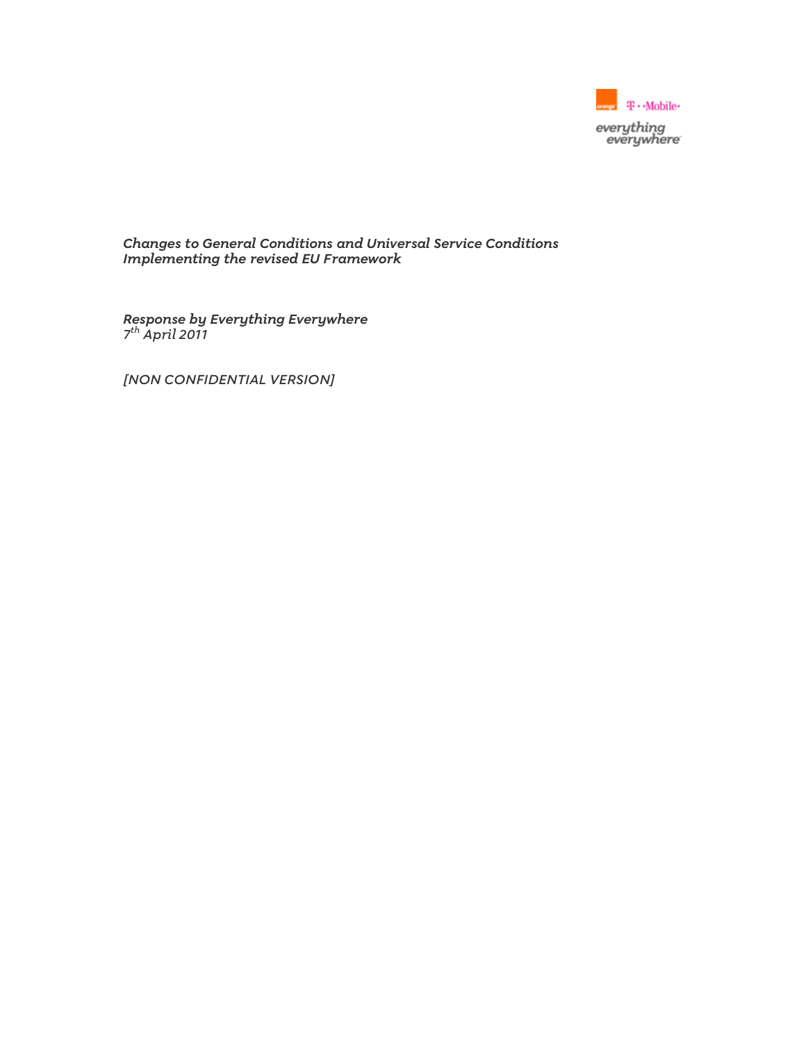*Changes to General Conditions and Universal Service Conditions Implementing the revised EU Framework*

*Response by Everything Everywhere*
*7th April 2011*

*[NON CONFIDENTIAL VERSION]*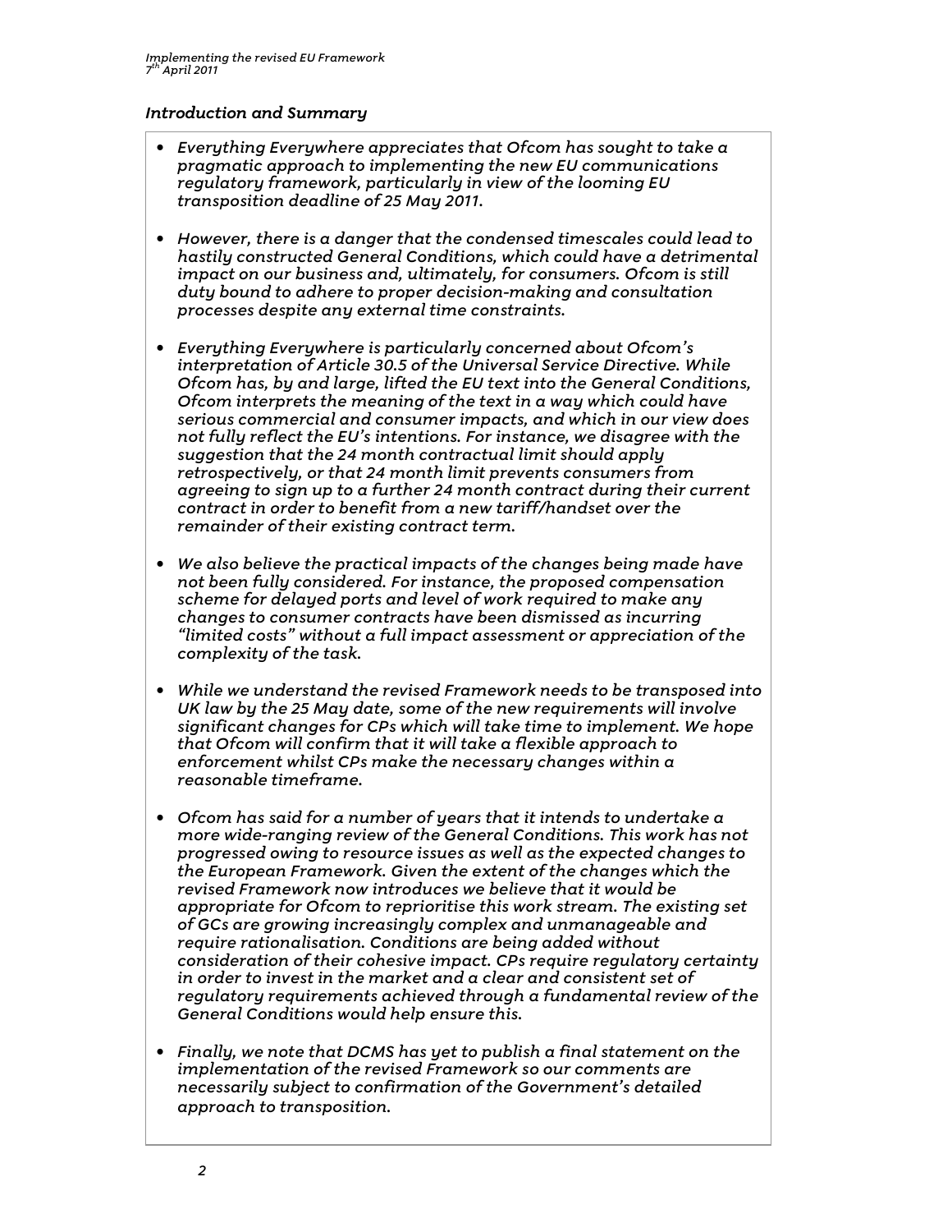## *Introduction and Summary*

- *Everything Everywhere appreciates that Ofcom has sought to take a pragmatic approach to implementing the new EU communications regulatory framework, particularly in view of the looming EU transposition deadline of 25 May 2011.*

- *However, there is a danger that the condensed timescales could lead to hastily constructed General Conditions, which could have a detrimental impact on our business and, ultimately, for consumers. Ofcom is still duty bound to adhere to proper decision-making and consultation processes despite any external time constraints.*

- *Everything Everywhere is particularly concerned about Ofcom's interpretation of Article 30.5 of the Universal Service Directive. While Ofcom has, by and large, lifted the EU text into the General Conditions, Ofcom interprets the meaning of the text in a way which could have serious commercial and consumer impacts, and which in our view does not fully reflect the EU's intentions. For instance, we disagree with the suggestion that the 24 month contractual limit should apply retrospectively, or that 24 month limit prevents consumers from agreeing to sign up to a further 24 month contract during their current contract in order to benefit from a new tariff/handset over the remainder of their existing contract term.*

- *We also believe the practical impacts of the changes being made have not been fully considered. For instance, the proposed compensation scheme for delayed ports and level of work required to make any changes to consumer contracts have been dismissed as incurring "limited costs" without a full impact assessment or appreciation of the complexity of the task.*

- *While we understand the revised Framework needs to be transposed into UK law by the 25 May date, some of the new requirements will involve significant changes for CPs which will take time to implement. We hope that Ofcom will confirm that it will take a flexible approach to enforcement whilst CPs make the necessary changes within a reasonable timeframe.*

- *Ofcom has said for a number of years that it intends to undertake a more wide-ranging review of the General Conditions. This work has not progressed owing to resource issues as well as the expected changes to the European Framework. Given the extent of the changes which the revised Framework now introduces we believe that it would be appropriate for Ofcom to reprioritise this work stream. The existing set of GCs are growing increasingly complex and unmanageable and require rationalisation. Conditions are being added without consideration of their cohesive impact. CPs require regulatory certainty in order to invest in the market and a clear and consistent set of regulatory requirements achieved through a fundamental review of the General Conditions would help ensure this.*

- *Finally, we note that DCMS has yet to publish a final statement on the implementation of the revised Framework so our comments are necessarily subject to confirmation of the Government's detailed approach to transposition.*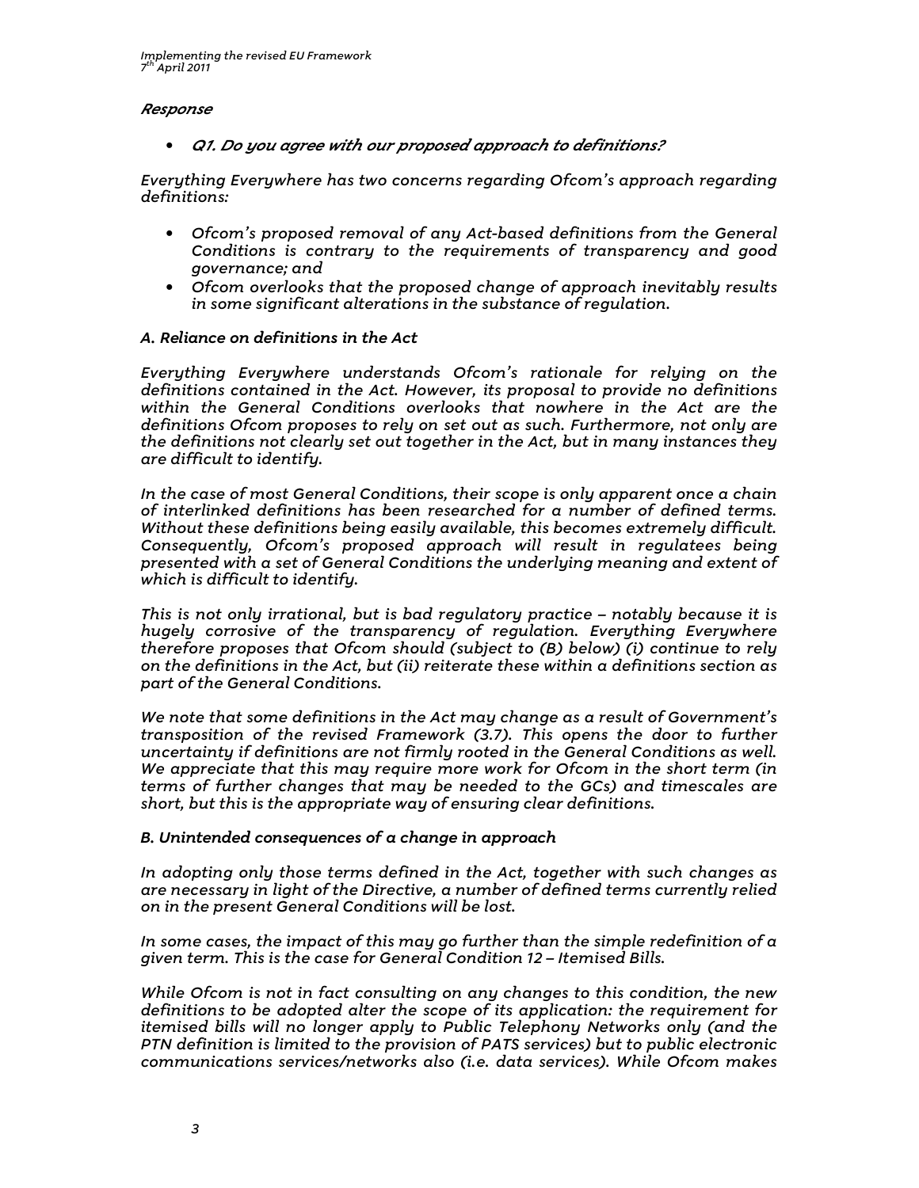## *Response*

- ***Q1. Do you agree with our proposed approach to definitions?***

*Everything Everywhere has two concerns regarding Ofcom's approach regarding definitions:*

- *Ofcom's proposed removal of any Act-based definitions from the General Conditions is contrary to the requirements of transparency and good governance; and*
- *Ofcom overlooks that the proposed change of approach inevitably results in some significant alterations in the substance of regulation.*

### *A. Reliance on definitions in the Act*

*Everything Everywhere understands Ofcom's rationale for relying on the definitions contained in the Act. However, its proposal to provide no definitions within the General Conditions overlooks that nowhere in the Act are the definitions Ofcom proposes to rely on set out as such. Furthermore, not only are the definitions not clearly set out together in the Act, but in many instances they are difficult to identify.*

*In the case of most General Conditions, their scope is only apparent once a chain of interlinked definitions has been researched for a number of defined terms. Without these definitions being easily available, this becomes extremely difficult. Consequently, Ofcom's proposed approach will result in regulatees being presented with a set of General Conditions the underlying meaning and extent of which is difficult to identify.*

*This is not only irrational, but is bad regulatory practice – notably because it is hugely corrosive of the transparency of regulation. Everything Everywhere therefore proposes that Ofcom should (subject to (B) below) (i) continue to rely on the definitions in the Act, but (ii) reiterate these within a definitions section as part of the General Conditions.*

*We note that some definitions in the Act may change as a result of Government's transposition of the revised Framework (3.7). This opens the door to further uncertainty if definitions are not firmly rooted in the General Conditions as well. We appreciate that this may require more work for Ofcom in the short term (in terms of further changes that may be needed to the GCs) and timescales are short, but this is the appropriate way of ensuring clear definitions.*

### *B. Unintended consequences of a change in approach*

*In adopting only those terms defined in the Act, together with such changes as are necessary in light of the Directive, a number of defined terms currently relied on in the present General Conditions will be lost.*

*In some cases, the impact of this may go further than the simple redefinition of a given term. This is the case for General Condition 12 – Itemised Bills.*

*While Ofcom is not in fact consulting on any changes to this condition, the new definitions to be adopted alter the scope of its application: the requirement for itemised bills will no longer apply to Public Telephony Networks only (and the PTN definition is limited to the provision of PATS services) but to public electronic communications services/networks also (i.e. data services). While Ofcom makes*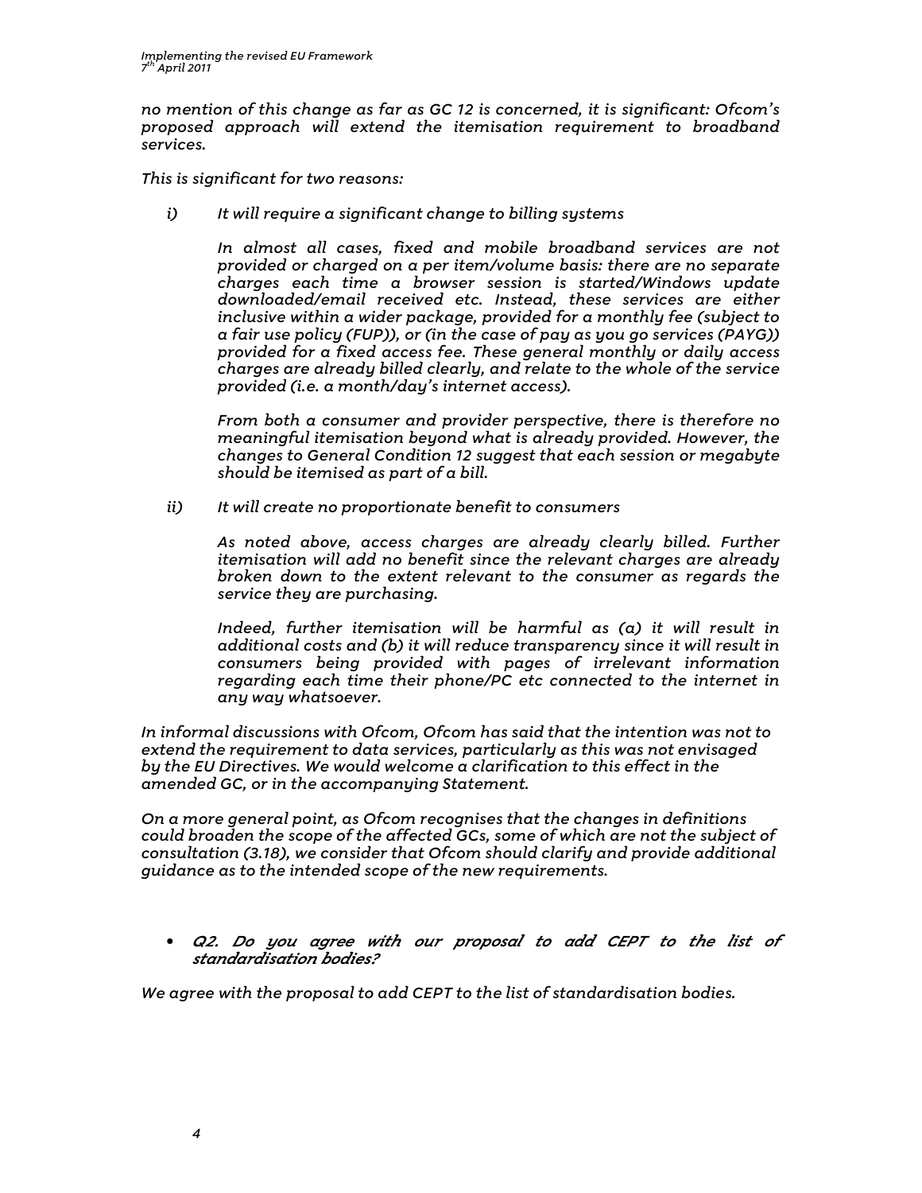*no mention of this change as far as GC 12 is concerned, it is significant: Ofcom's proposed approach will extend the itemisation requirement to broadband services.*

*This is significant for two reasons:*

*i) It will require a significant change to billing systems*

*In almost all cases, fixed and mobile broadband services are not provided or charged on a per item/volume basis: there are no separate charges each time a browser session is started/Windows update downloaded/email received etc. Instead, these services are either inclusive within a wider package, provided for a monthly fee (subject to a fair use policy (FUP)), or (in the case of pay as you go services (PAYG)) provided for a fixed access fee. These general monthly or daily access charges are already billed clearly, and relate to the whole of the service provided (i.e. a month/day's internet access).*

*From both a consumer and provider perspective, there is therefore no meaningful itemisation beyond what is already provided. However, the changes to General Condition 12 suggest that each session or megabyte should be itemised as part of a bill.*

*ii) It will create no proportionate benefit to consumers*

*As noted above, access charges are already clearly billed. Further itemisation will add no benefit since the relevant charges are already broken down to the extent relevant to the consumer as regards the service they are purchasing.*

*Indeed, further itemisation will be harmful as (a) it will result in additional costs and (b) it will reduce transparency since it will result in consumers being provided with pages of irrelevant information regarding each time their phone/PC etc connected to the internet in any way whatsoever.*

*In informal discussions with Ofcom, Ofcom has said that the intention was not to extend the requirement to data services, particularly as this was not envisaged by the EU Directives. We would welcome a clarification to this effect in the amended GC, or in the accompanying Statement.*

*On a more general point, as Ofcom recognises that the changes in definitions could broaden the scope of the affected GCs, some of which are not the subject of consultation (3.18), we consider that Ofcom should clarify and provide additional guidance as to the intended scope of the new requirements.*

- ***Q2. Do you agree with our proposal to add CEPT to the list of standardisation bodies?***

*We agree with the proposal to add CEPT to the list of standardisation bodies.*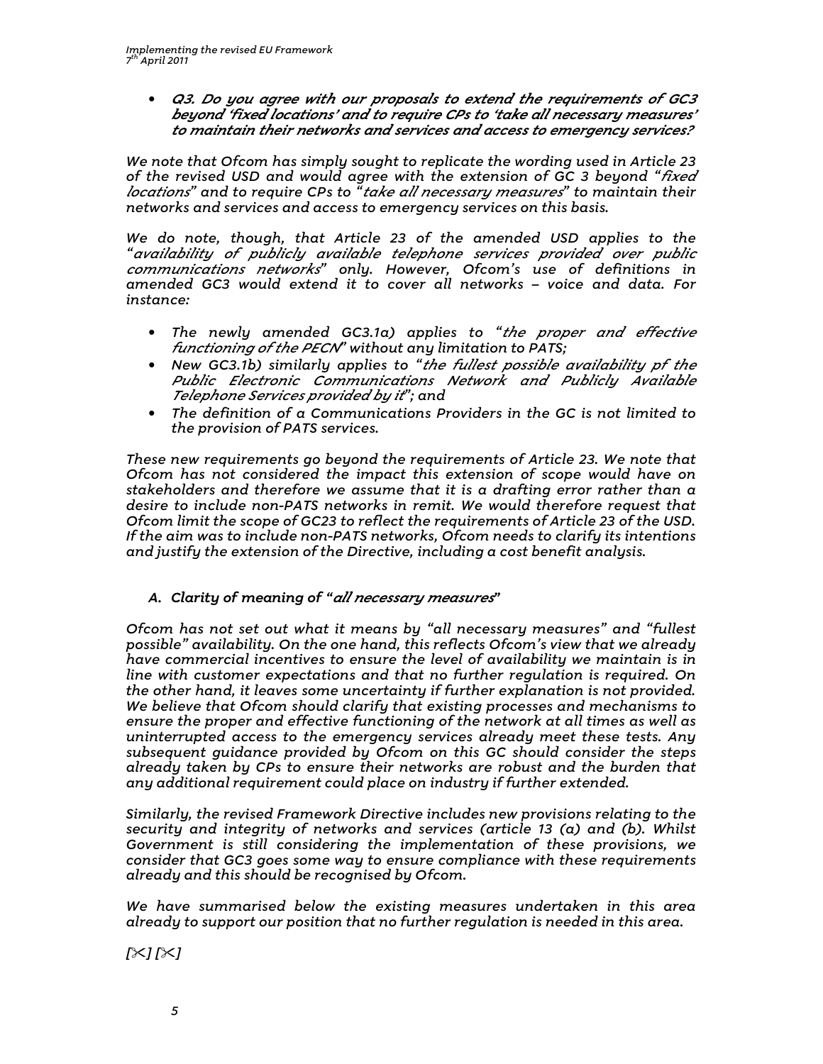- ***Q3. Do you agree with our proposals to extend the requirements of GC3 beyond 'fixed locations' and to require CPs to 'take all necessary measures' to maintain their networks and services and access to emergency services?***

*We note that Ofcom has simply sought to replicate the wording used in Article 23 of the revised USD and would agree with the extension of GC 3 beyond "fixed locations" and to require CPs to "take all necessary measures" to maintain their networks and services and access to emergency services on this basis.*

*We do note, though, that Article 23 of the amended USD applies to the "availability of publicly available telephone services provided over public communications networks" only. However, Ofcom's use of definitions in amended GC3 would extend it to cover all networks – voice and data. For instance:*

- *The newly amended GC3.1a) applies to "the proper and effective functioning of the PECN" without any limitation to PATS;*
- *New GC3.1b) similarly applies to "the fullest possible availability pf the Public Electronic Communications Network and Publicly Available Telephone Services provided by it"; and*
- *The definition of a Communications Providers in the GC is not limited to the provision of PATS services.*

*These new requirements go beyond the requirements of Article 23. We note that Ofcom has not considered the impact this extension of scope would have on stakeholders and therefore we assume that it is a drafting error rather than a desire to include non-PATS networks in remit. We would therefore request that Ofcom limit the scope of GC23 to reflect the requirements of Article 23 of the USD. If the aim was to include non-PATS networks, Ofcom needs to clarify its intentions and justify the extension of the Directive, including a cost benefit analysis.*

### *A. Clarity of meaning of "all necessary measures"*

*Ofcom has not set out what it means by "all necessary measures" and "fullest possible" availability. On the one hand, this reflects Ofcom's view that we already have commercial incentives to ensure the level of availability we maintain is in line with customer expectations and that no further regulation is required. On the other hand, it leaves some uncertainty if further explanation is not provided. We believe that Ofcom should clarify that existing processes and mechanisms to ensure the proper and effective functioning of the network at all times as well as uninterrupted access to the emergency services already meet these tests. Any subsequent guidance provided by Ofcom on this GC should consider the steps already taken by CPs to ensure their networks are robust and the burden that any additional requirement could place on industry if further extended.*

*Similarly, the revised Framework Directive includes new provisions relating to the security and integrity of networks and services (article 13 (a) and (b). Whilst Government is still considering the implementation of these provisions, we consider that GC3 goes some way to ensure compliance with these requirements already and this should be recognised by Ofcom.*

*We have summarised below the existing measures undertaken in this area already to support our position that no further regulation is needed in this area.*

*[✂] [✂]*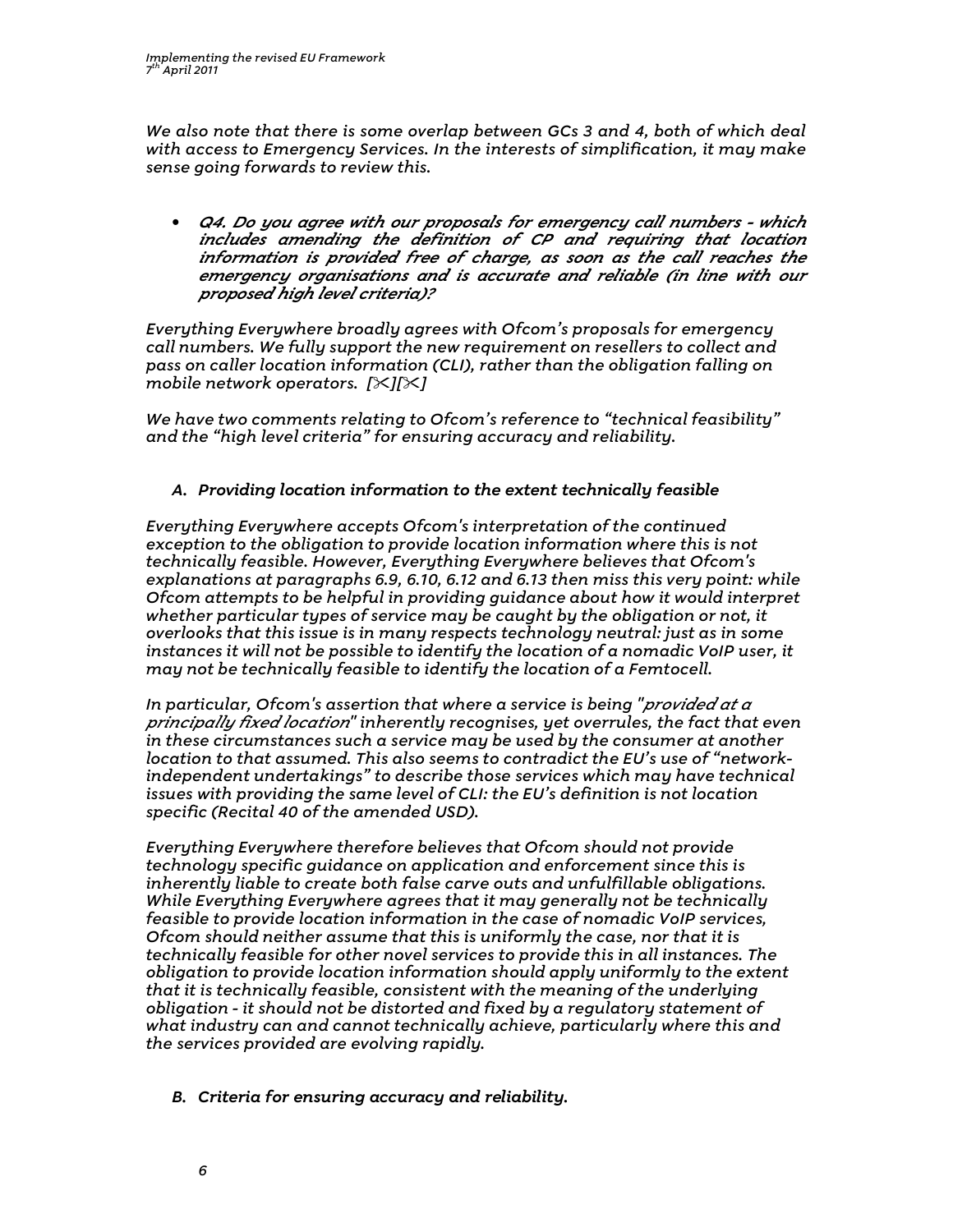*We also note that there is some overlap between GCs 3 and 4, both of which deal with access to Emergency Services. In the interests of simplification, it may make sense going forwards to review this.*

- ***Q4. Do you agree with our proposals for emergency call numbers - which includes amending the definition of CP and requiring that location information is provided free of charge, as soon as the call reaches the emergency organisations and is accurate and reliable (in line with our proposed high level criteria)?***

*Everything Everywhere broadly agrees with Ofcom's proposals for emergency call numbers. We fully support the new requirement on resellers to collect and pass on caller location information (CLI), rather than the obligation falling on mobile network operators. [✂][✂]*

*We have two comments relating to Ofcom's reference to "technical feasibility" and the "high level criteria" for ensuring accuracy and reliability.*

### *A. Providing location information to the extent technically feasible*

*Everything Everywhere accepts Ofcom's interpretation of the continued exception to the obligation to provide location information where this is not technically feasible. However, Everything Everywhere believes that Ofcom's explanations at paragraphs 6.9, 6.10, 6.12 and 6.13 then miss this very point: while Ofcom attempts to be helpful in providing guidance about how it would interpret whether particular types of service may be caught by the obligation or not, it overlooks that this issue is in many respects technology neutral: just as in some instances it will not be possible to identify the location of a nomadic VoIP user, it may not be technically feasible to identify the location of a Femtocell.*

*In particular, Ofcom's assertion that where a service is being "provided at a principally fixed location" inherently recognises, yet overrules, the fact that even in these circumstances such a service may be used by the consumer at another location to that assumed. This also seems to contradict the EU's use of "network-independent undertakings" to describe those services which may have technical issues with providing the same level of CLI: the EU's definition is not location specific (Recital 40 of the amended USD).*

*Everything Everywhere therefore believes that Ofcom should not provide technology specific guidance on application and enforcement since this is inherently liable to create both false carve outs and unfulfillable obligations. While Everything Everywhere agrees that it may generally not be technically feasible to provide location information in the case of nomadic VoIP services, Ofcom should neither assume that this is uniformly the case, nor that it is technically feasible for other novel services to provide this in all instances. The obligation to provide location information should apply uniformly to the extent that it is technically feasible, consistent with the meaning of the underlying obligation - it should not be distorted and fixed by a regulatory statement of what industry can and cannot technically achieve, particularly where this and the services provided are evolving rapidly.*

### *B. Criteria for ensuring accuracy and reliability.*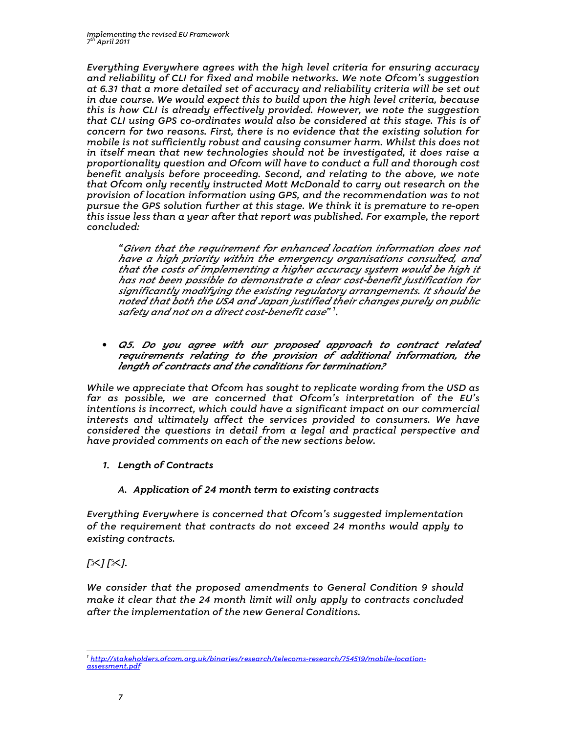*Everything Everywhere agrees with the high level criteria for ensuring accuracy and reliability of CLI for fixed and mobile networks. We note Ofcom's suggestion at 6.31 that a more detailed set of accuracy and reliability criteria will be set out in due course. We would expect this to build upon the high level criteria, because this is how CLI is already effectively provided. However, we note the suggestion that CLI using GPS co-ordinates would also be considered at this stage. This is of concern for two reasons. First, there is no evidence that the existing solution for mobile is not sufficiently robust and causing consumer harm. Whilst this does not in itself mean that new technologies should not be investigated, it does raise a proportionality question and Ofcom will have to conduct a full and thorough cost benefit analysis before proceeding. Second, and relating to the above, we note that Ofcom only recently instructed Mott McDonald to carry out research on the provision of location information using GPS, and the recommendation was to not pursue the GPS solution further at this stage. We think it is premature to re-open this issue less than a year after that report was published. For example, the report concluded:*

> "*Given that the requirement for enhanced location information does not have a high priority within the emergency organisations consulted, and that the costs of implementing a higher accuracy system would be high it has not been possible to demonstrate a clear cost-benefit justification for significantly modifying the existing regulatory arrangements. It should be noted that both the USA and Japan justified their changes purely on public safety and not on a direct cost-benefit case*"[1].

- ***Q5. Do you agree with our proposed approach to contract related requirements relating to the provision of additional information, the length of contracts and the conditions for termination?***

*While we appreciate that Ofcom has sought to replicate wording from the USD as far as possible, we are concerned that Ofcom's interpretation of the EU's intentions is incorrect, which could have a significant impact on our commercial interests and ultimately affect the services provided to consumers. We have considered the questions in detail from a legal and practical perspective and have provided comments on each of the new sections below.*

1. ***Length of Contracts***

   A. ***Application of 24 month term to existing contracts***

*Everything Everywhere is concerned that Ofcom's suggested implementation of the requirement that contracts do not exceed 24 months would apply to existing contracts.*

*[✂] [✂].*

*We consider that the proposed amendments to General Condition 9 should make it clear that the 24 month limit will only apply to contracts concluded after the implementation of the new General Conditions.*

---

[1] http://stakeholders.ofcom.org.uk/binaries/research/telecoms-research/754519/mobile-location-assessment.pdf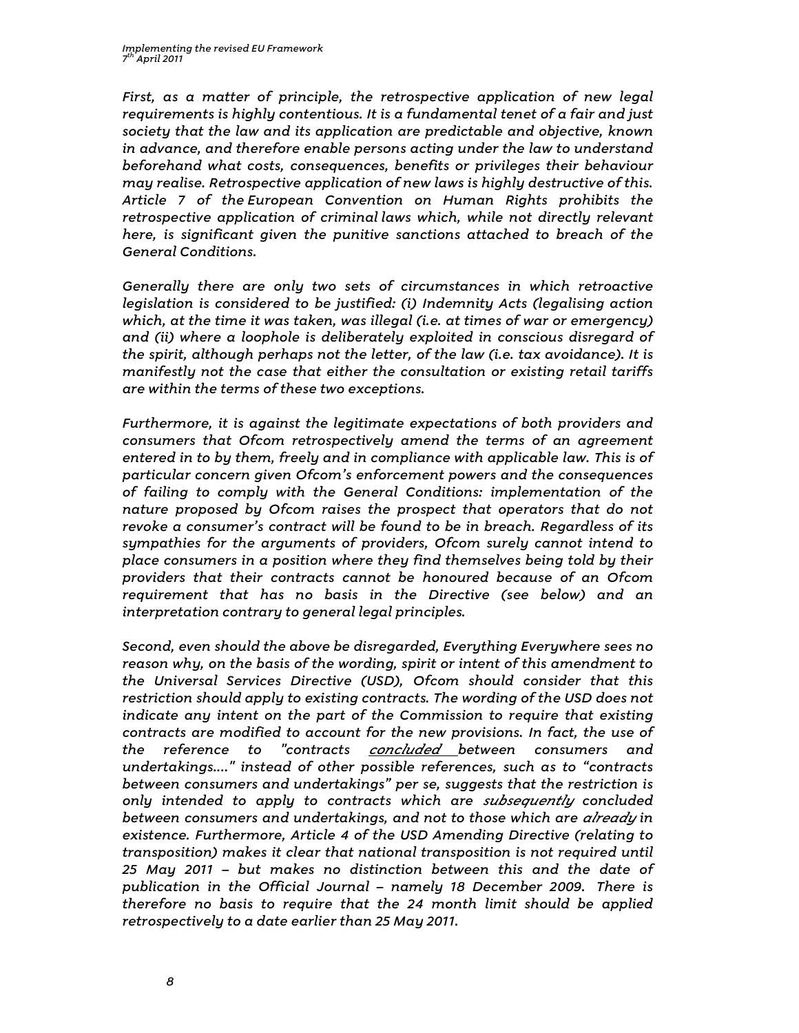*First, as a matter of principle, the retrospective application of new legal requirements is highly contentious. It is a fundamental tenet of a fair and just society that the law and its application are predictable and objective, known in advance, and therefore enable persons acting under the law to understand beforehand what costs, consequences, benefits or privileges their behaviour may realise. Retrospective application of new laws is highly destructive of this. Article 7 of the European Convention on Human Rights prohibits the retrospective application of criminal laws which, while not directly relevant here, is significant given the punitive sanctions attached to breach of the General Conditions.*

*Generally there are only two sets of circumstances in which retroactive legislation is considered to be justified: (i) Indemnity Acts (legalising action which, at the time it was taken, was illegal (i.e. at times of war or emergency) and (ii) where a loophole is deliberately exploited in conscious disregard of the spirit, although perhaps not the letter, of the law (i.e. tax avoidance). It is manifestly not the case that either the consultation or existing retail tariffs are within the terms of these two exceptions.*

*Furthermore, it is against the legitimate expectations of both providers and consumers that Ofcom retrospectively amend the terms of an agreement entered in to by them, freely and in compliance with applicable law. This is of particular concern given Ofcom's enforcement powers and the consequences of failing to comply with the General Conditions: implementation of the nature proposed by Ofcom raises the prospect that operators that do not revoke a consumer's contract will be found to be in breach. Regardless of its sympathies for the arguments of providers, Ofcom surely cannot intend to place consumers in a position where they find themselves being told by their providers that their contracts cannot be honoured because of an Ofcom requirement that has no basis in the Directive (see below) and an interpretation contrary to general legal principles.*

*Second, even should the above be disregarded, Everything Everywhere sees no reason why, on the basis of the wording, spirit or intent of this amendment to the Universal Services Directive (USD), Ofcom should consider that this restriction should apply to existing contracts. The wording of the USD does not indicate any intent on the part of the Commission to require that existing contracts are modified to account for the new provisions. In fact, the use of the reference to "contracts <u>concluded</u> between consumers and undertakings...." instead of other possible references, such as to "contracts between consumers and undertakings" per se, suggests that the restriction is only intended to apply to contracts which are <u>subsequently</u> concluded between consumers and undertakings, and not to those which are <u>already</u> in existence. Furthermore, Article 4 of the USD Amending Directive (relating to transposition) makes it clear that national transposition is not required until 25 May 2011 – but makes no distinction between this and the date of publication in the Official Journal – namely 18 December 2009. There is therefore no basis to require that the 24 month limit should be applied retrospectively to a date earlier than 25 May 2011.*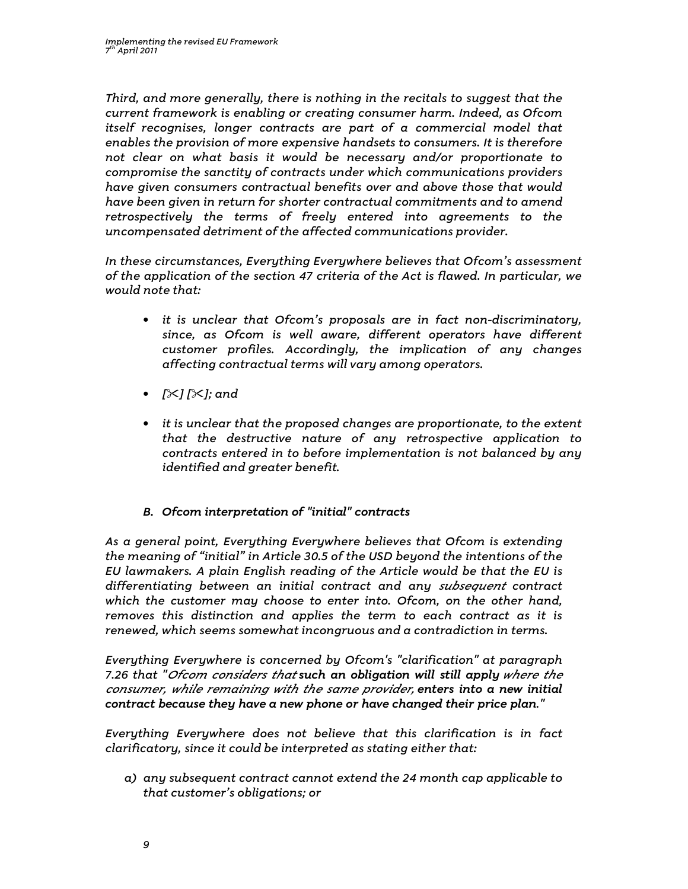*Third, and more generally, there is nothing in the recitals to suggest that the current framework is enabling or creating consumer harm. Indeed, as Ofcom itself recognises, longer contracts are part of a commercial model that enables the provision of more expensive handsets to consumers. It is therefore not clear on what basis it would be necessary and/or proportionate to compromise the sanctity of contracts under which communications providers have given consumers contractual benefits over and above those that would have been given in return for shorter contractual commitments and to amend retrospectively the terms of freely entered into agreements to the uncompensated detriment of the affected communications provider.*

*In these circumstances, Everything Everywhere believes that Ofcom's assessment of the application of the section 47 criteria of the Act is flawed. In particular, we would note that:*

- *it is unclear that Ofcom's proposals are in fact non-discriminatory, since, as Ofcom is well aware, different operators have different customer profiles. Accordingly, the implication of any changes affecting contractual terms will vary among operators.*
- *[✄] [✄]; and*
- *it is unclear that the proposed changes are proportionate, to the extent that the destructive nature of any retrospective application to contracts entered in to before implementation is not balanced by any identified and greater benefit.*

### *B. Ofcom interpretation of "initial" contracts*

*As a general point, Everything Everywhere believes that Ofcom is extending the meaning of "initial" in Article 30.5 of the USD beyond the intentions of the EU lawmakers. A plain English reading of the Article would be that the EU is differentiating between an initial contract and any subsequent contract which the customer may choose to enter into. Ofcom, on the other hand, removes this distinction and applies the term to each contract as it is renewed, which seems somewhat incongruous and a contradiction in terms.*

*Everything Everywhere is concerned by Ofcom's "clarification" at paragraph 7.26 that "Ofcom considers that* ***such an obligation will still apply*** *where the consumer, while remaining with the same provider,* ***enters into a new initial contract because they have a new phone or have changed their price plan."***

*Everything Everywhere does not believe that this clarification is in fact clarificatory, since it could be interpreted as stating either that:*

a) *any subsequent contract cannot extend the 24 month cap applicable to that customer's obligations; or*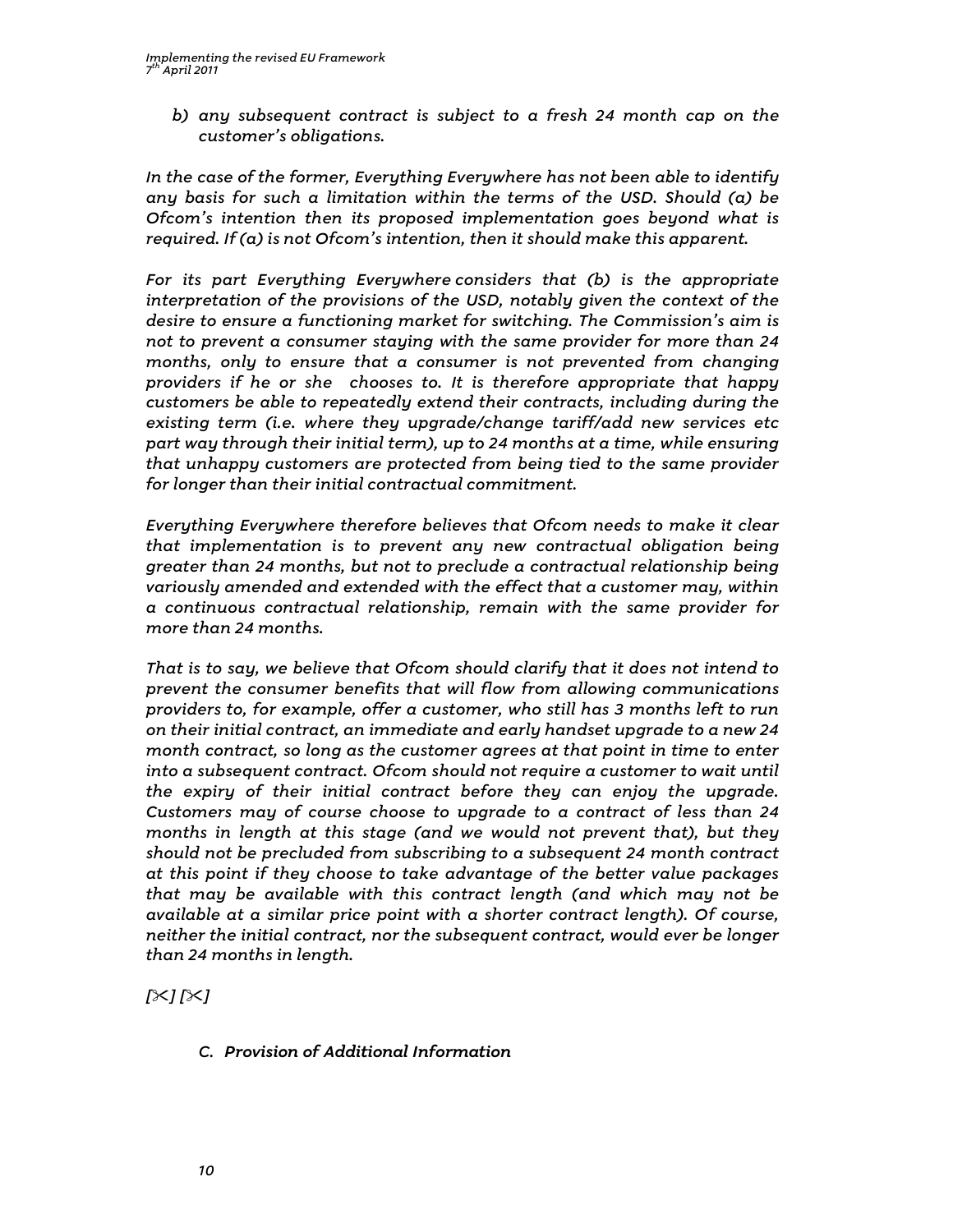*b) any subsequent contract is subject to a fresh 24 month cap on the customer's obligations.*

*In the case of the former, Everything Everywhere has not been able to identify any basis for such a limitation within the terms of the USD. Should (a) be Ofcom's intention then its proposed implementation goes beyond what is required. If (a) is not Ofcom's intention, then it should make this apparent.*

*For its part Everything Everywhere considers that (b) is the appropriate interpretation of the provisions of the USD, notably given the context of the desire to ensure a functioning market for switching. The Commission's aim is not to prevent a consumer staying with the same provider for more than 24 months, only to ensure that a consumer is not prevented from changing providers if he or she chooses to. It is therefore appropriate that happy customers be able to repeatedly extend their contracts, including during the existing term (i.e. where they upgrade/change tariff/add new services etc part way through their initial term), up to 24 months at a time, while ensuring that unhappy customers are protected from being tied to the same provider for longer than their initial contractual commitment.*

*Everything Everywhere therefore believes that Ofcom needs to make it clear that implementation is to prevent any new contractual obligation being greater than 24 months, but not to preclude a contractual relationship being variously amended and extended with the effect that a customer may, within a continuous contractual relationship, remain with the same provider for more than 24 months.*

*That is to say, we believe that Ofcom should clarify that it does not intend to prevent the consumer benefits that will flow from allowing communications providers to, for example, offer a customer, who still has 3 months left to run on their initial contract, an immediate and early handset upgrade to a new 24 month contract, so long as the customer agrees at that point in time to enter into a subsequent contract. Ofcom should not require a customer to wait until the expiry of their initial contract before they can enjoy the upgrade. Customers may of course choose to upgrade to a contract of less than 24 months in length at this stage (and we would not prevent that), but they should not be precluded from subscribing to a subsequent 24 month contract at this point if they choose to take advantage of the better value packages that may be available with this contract length (and which may not be available at a similar price point with a shorter contract length). Of course, neither the initial contract, nor the subsequent contract, would ever be longer than 24 months in length.*

*[✂] [✂]*

### *C. Provision of Additional Information*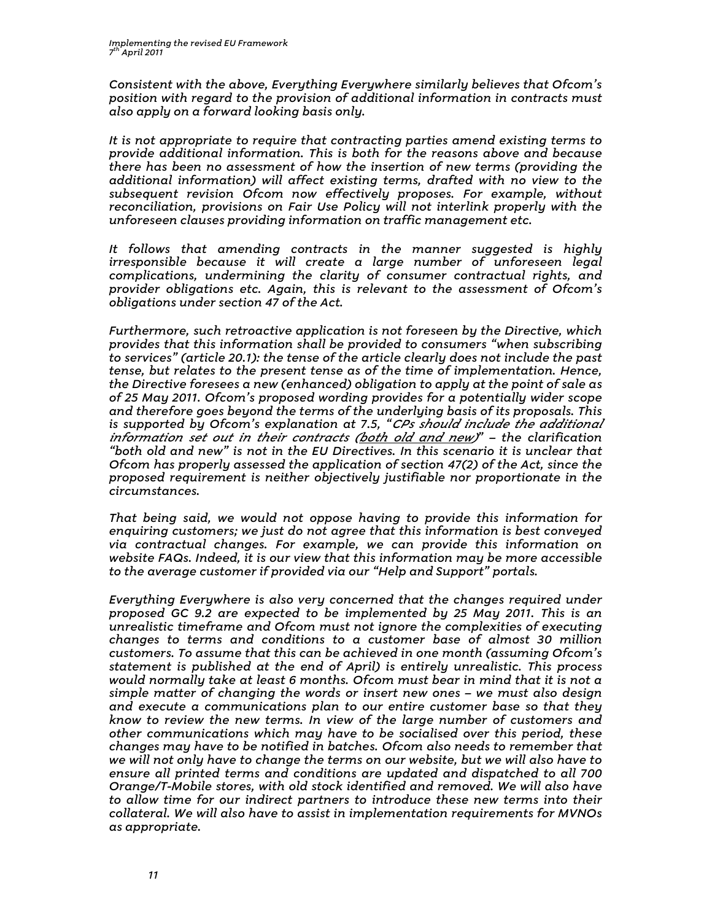*Consistent with the above, Everything Everywhere similarly believes that Ofcom's position with regard to the provision of additional information in contracts must also apply on a forward looking basis only.*

*It is not appropriate to require that contracting parties amend existing terms to provide additional information. This is both for the reasons above and because there has been no assessment of how the insertion of new terms (providing the additional information) will affect existing terms, drafted with no view to the subsequent revision Ofcom now effectively proposes. For example, without reconciliation, provisions on Fair Use Policy will not interlink properly with the unforeseen clauses providing information on traffic management etc.*

*It follows that amending contracts in the manner suggested is highly irresponsible because it will create a large number of unforeseen legal complications, undermining the clarity of consumer contractual rights, and provider obligations etc. Again, this is relevant to the assessment of Ofcom's obligations under section 47 of the Act.*

*Furthermore, such retroactive application is not foreseen by the Directive, which provides that this information shall be provided to consumers "when subscribing to services" (article 20.1): the tense of the article clearly does not include the past tense, but relates to the present tense as of the time of implementation. Hence, the Directive foresees a new (enhanced) obligation to apply at the point of sale as of 25 May 2011. Ofcom's proposed wording provides for a potentially wider scope and therefore goes beyond the terms of the underlying basis of its proposals. This is supported by Ofcom's explanation at 7.5, "CPs should include the additional information set out in their contracts (both old and new)" – the clarification "both old and new" is not in the EU Directives. In this scenario it is unclear that Ofcom has properly assessed the application of section 47(2) of the Act, since the proposed requirement is neither objectively justifiable nor proportionate in the circumstances.*

*That being said, we would not oppose having to provide this information for enquiring customers; we just do not agree that this information is best conveyed via contractual changes. For example, we can provide this information on website FAQs. Indeed, it is our view that this information may be more accessible to the average customer if provided via our "Help and Support" portals.*

*Everything Everywhere is also very concerned that the changes required under proposed GC 9.2 are expected to be implemented by 25 May 2011. This is an unrealistic timeframe and Ofcom must not ignore the complexities of executing changes to terms and conditions to a customer base of almost 30 million customers. To assume that this can be achieved in one month (assuming Ofcom's statement is published at the end of April) is entirely unrealistic. This process would normally take at least 6 months. Ofcom must bear in mind that it is not a simple matter of changing the words or insert new ones – we must also design and execute a communications plan to our entire customer base so that they know to review the new terms. In view of the large number of customers and other communications which may have to be socialised over this period, these changes may have to be notified in batches. Ofcom also needs to remember that we will not only have to change the terms on our website, but we will also have to ensure all printed terms and conditions are updated and dispatched to all 700 Orange/T-Mobile stores, with old stock identified and removed. We will also have to allow time for our indirect partners to introduce these new terms into their collateral. We will also have to assist in implementation requirements for MVNOs as appropriate.*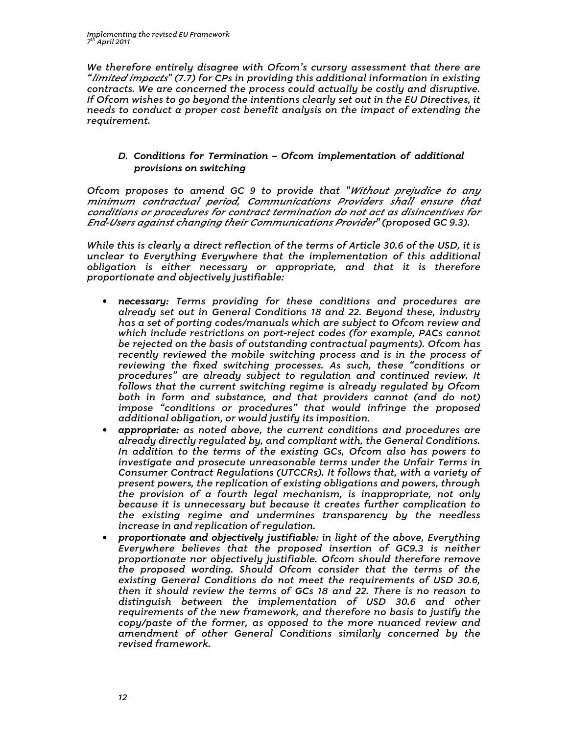*We therefore entirely disagree with Ofcom's cursory assessment that there are "limited impacts" (7.7) for CPs in providing this additional information in existing contracts. We are concerned the process could actually be costly and disruptive. If Ofcom wishes to go beyond the intentions clearly set out in the EU Directives, it needs to conduct a proper cost benefit analysis on the impact of extending the requirement.*

### *D. Conditions for Termination – Ofcom implementation of additional provisions on switching*

*Ofcom proposes to amend GC 9 to provide that "Without prejudice to any minimum contractual period, Communications Providers shall ensure that conditions or procedures for contract termination do not act as disincentives for End-Users against changing their Communications Provider" (proposed GC 9.3).*

*While this is clearly a direct reflection of the terms of Article 30.6 of the USD, it is unclear to Everything Everywhere that the implementation of this additional obligation is either necessary or appropriate, and that it is therefore proportionate and objectively justifiable:*

- ***necessary:** Terms providing for these conditions and procedures are already set out in General Conditions 18 and 22. Beyond these, industry has a set of porting codes/manuals which are subject to Ofcom review and which include restrictions on port-reject codes (for example, PACs cannot be rejected on the basis of outstanding contractual payments). Ofcom has recently reviewed the mobile switching process and is in the process of reviewing the fixed switching processes. As such, these "conditions or procedures" are already subject to regulation and continued review. It follows that the current switching regime is already regulated by Ofcom both in form and substance, and that providers cannot (and do not) impose "conditions or procedures" that would infringe the proposed additional obligation, or would justify its imposition.*
- ***appropriate:** as noted above, the current conditions and procedures are already directly regulated by, and compliant with, the General Conditions. In addition to the terms of the existing GCs, Ofcom also has powers to investigate and prosecute unreasonable terms under the Unfair Terms in Consumer Contract Regulations (UTCCRs). It follows that, with a variety of present powers, the replication of existing obligations and powers, through the provision of a fourth legal mechanism, is inappropriate, not only because it is unnecessary but because it creates further complication to the existing regime and undermines transparency by the needless increase in and replication of regulation.*
- ***proportionate and objectively justifiable**: in light of the above, Everything Everywhere believes that the proposed insertion of GC9.3 is neither proportionate nor objectively justifiable. Ofcom should therefore remove the proposed wording. Should Ofcom consider that the terms of the existing General Conditions do not meet the requirements of USD 30.6, then it should review the terms of GCs 18 and 22. There is no reason to distinguish between the implementation of USD 30.6 and other requirements of the new framework, and therefore no basis to justify the copy/paste of the former, as opposed to the more nuanced review and amendment of other General Conditions similarly concerned by the revised framework.*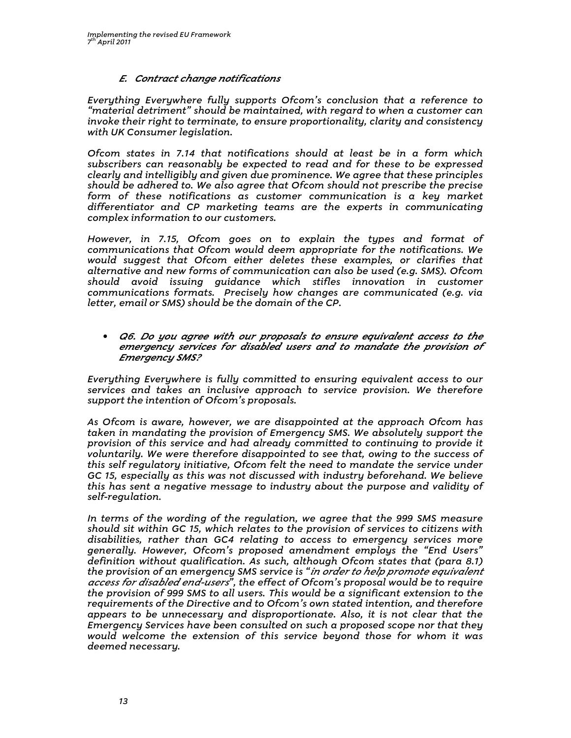### *E. Contract change notifications*

*Everything Everywhere fully supports Ofcom's conclusion that a reference to "material detriment" should be maintained, with regard to when a customer can invoke their right to terminate, to ensure proportionality, clarity and consistency with UK Consumer legislation.*

*Ofcom states in 7.14 that notifications should at least be in a form which subscribers can reasonably be expected to read and for these to be expressed clearly and intelligibly and given due prominence. We agree that these principles should be adhered to. We also agree that Ofcom should not prescribe the precise form of these notifications as customer communication is a key market differentiator and CP marketing teams are the experts in communicating complex information to our customers.*

*However, in 7.15, Ofcom goes on to explain the types and format of communications that Ofcom would deem appropriate for the notifications. We would suggest that Ofcom either deletes these examples, or clarifies that alternative and new forms of communication can also be used (e.g. SMS). Ofcom should avoid issuing guidance which stifles innovation in customer communications formats. Precisely how changes are communicated (e.g. via letter, email or SMS) should be the domain of the CP.*

- ***Q6. Do you agree with our proposals to ensure equivalent access to the emergency services for disabled users and to mandate the provision of Emergency SMS?***

*Everything Everywhere is fully committed to ensuring equivalent access to our services and takes an inclusive approach to service provision. We therefore support the intention of Ofcom's proposals.*

*As Ofcom is aware, however, we are disappointed at the approach Ofcom has taken in mandating the provision of Emergency SMS. We absolutely support the provision of this service and had already committed to continuing to provide it voluntarily. We were therefore disappointed to see that, owing to the success of this self regulatory initiative, Ofcom felt the need to mandate the service under GC 15, especially as this was not discussed with industry beforehand. We believe this has sent a negative message to industry about the purpose and validity of self-regulation.*

*In terms of the wording of the regulation, we agree that the 999 SMS measure should sit within GC 15, which relates to the provision of services to citizens with disabilities, rather than GC4 relating to access to emergency services more generally. However, Ofcom's proposed amendment employs the "End Users" definition without qualification. As such, although Ofcom states that (para 8.1) the provision of an emergency SMS service is "in order to help promote equivalent access for disabled end-users", the effect of Ofcom's proposal would be to require the provision of 999 SMS to all users. This would be a significant extension to the requirements of the Directive and to Ofcom's own stated intention, and therefore appears to be unnecessary and disproportionate. Also, it is not clear that the Emergency Services have been consulted on such a proposed scope nor that they would welcome the extension of this service beyond those for whom it was deemed necessary.*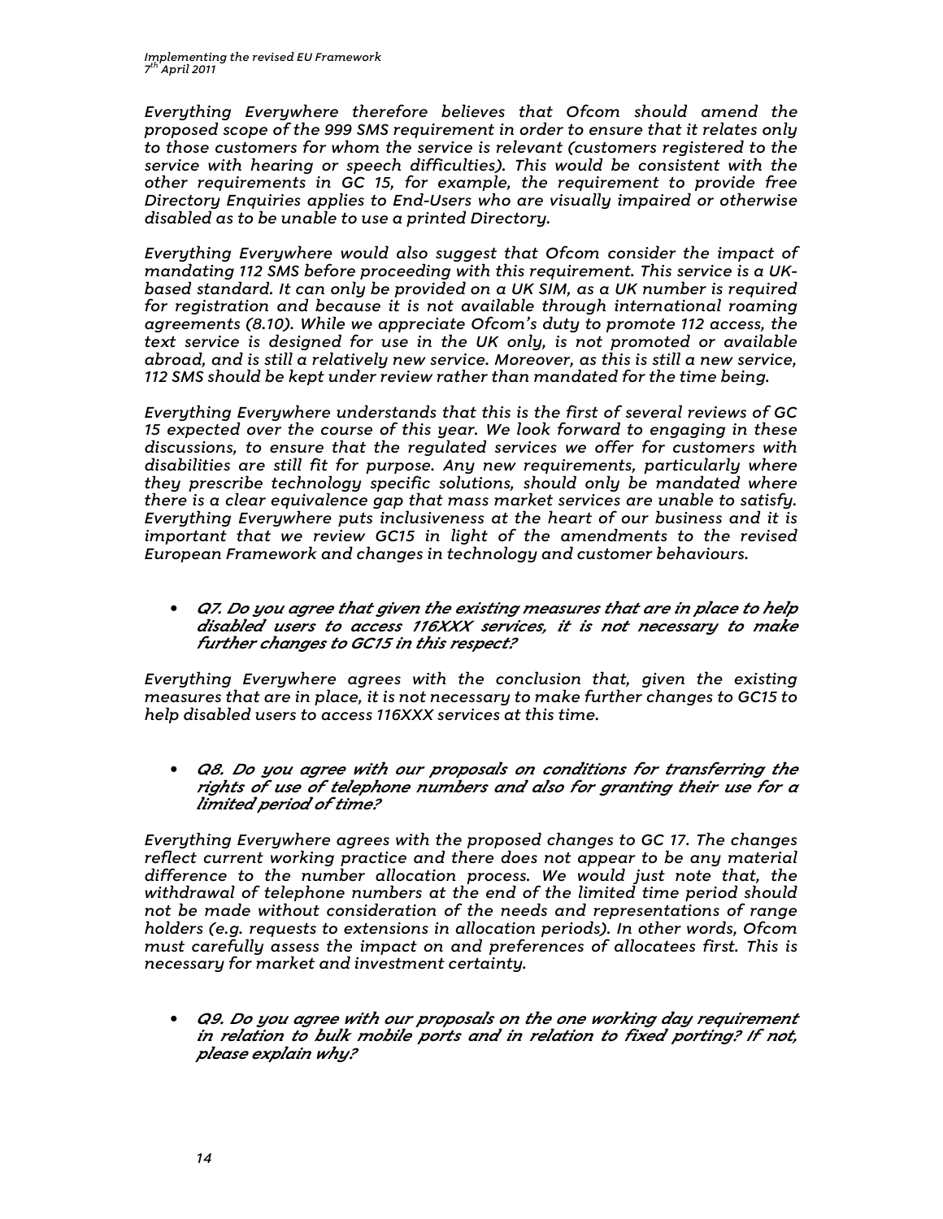*Everything Everywhere therefore believes that Ofcom should amend the proposed scope of the 999 SMS requirement in order to ensure that it relates only to those customers for whom the service is relevant (customers registered to the service with hearing or speech difficulties). This would be consistent with the other requirements in GC 15, for example, the requirement to provide free Directory Enquiries applies to End-Users who are visually impaired or otherwise disabled as to be unable to use a printed Directory.*

*Everything Everywhere would also suggest that Ofcom consider the impact of mandating 112 SMS before proceeding with this requirement. This service is a UK-based standard. It can only be provided on a UK SIM, as a UK number is required for registration and because it is not available through international roaming agreements (8.10). While we appreciate Ofcom's duty to promote 112 access, the text service is designed for use in the UK only, is not promoted or available abroad, and is still a relatively new service. Moreover, as this is still a new service, 112 SMS should be kept under review rather than mandated for the time being.*

*Everything Everywhere understands that this is the first of several reviews of GC 15 expected over the course of this year. We look forward to engaging in these discussions, to ensure that the regulated services we offer for customers with disabilities are still fit for purpose. Any new requirements, particularly where they prescribe technology specific solutions, should only be mandated where there is a clear equivalence gap that mass market services are unable to satisfy. Everything Everywhere puts inclusiveness at the heart of our business and it is important that we review GC15 in light of the amendments to the revised European Framework and changes in technology and customer behaviours.*

- ***Q7. Do you agree that given the existing measures that are in place to help disabled users to access 116XXX services, it is not necessary to make further changes to GC15 in this respect?***

*Everything Everywhere agrees with the conclusion that, given the existing measures that are in place, it is not necessary to make further changes to GC15 to help disabled users to access 116XXX services at this time.*

- ***Q8. Do you agree with our proposals on conditions for transferring the rights of use of telephone numbers and also for granting their use for a limited period of time?***

*Everything Everywhere agrees with the proposed changes to GC 17. The changes reflect current working practice and there does not appear to be any material difference to the number allocation process. We would just note that, the withdrawal of telephone numbers at the end of the limited time period should not be made without consideration of the needs and representations of range holders (e.g. requests to extensions in allocation periods). In other words, Ofcom must carefully assess the impact on and preferences of allocatees first. This is necessary for market and investment certainty.*

- ***Q9. Do you agree with our proposals on the one working day requirement in relation to bulk mobile ports and in relation to fixed porting? If not, please explain why?***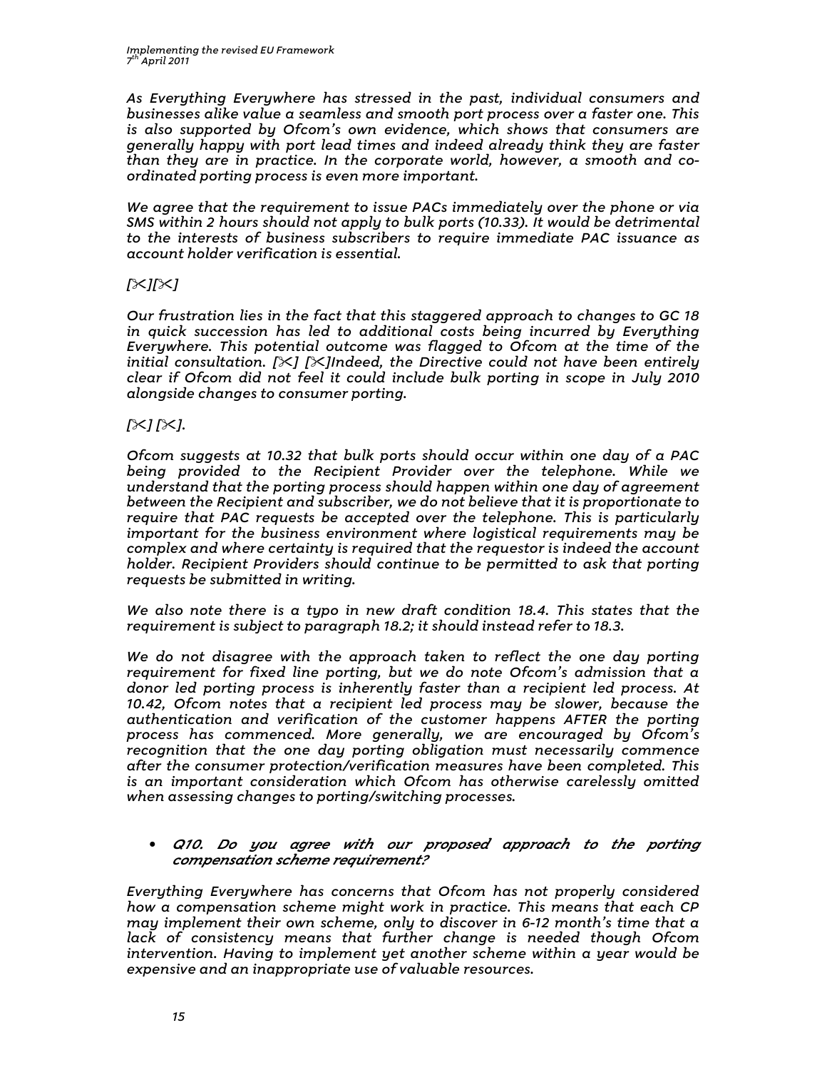*As Everything Everywhere has stressed in the past, individual consumers and businesses alike value a seamless and smooth port process over a faster one. This is also supported by Ofcom's own evidence, which shows that consumers are generally happy with port lead times and indeed already think they are faster than they are in practice. In the corporate world, however, a smooth and co-ordinated porting process is even more important.*

*We agree that the requirement to issue PACs immediately over the phone or via SMS within 2 hours should not apply to bulk ports (10.33). It would be detrimental to the interests of business subscribers to require immediate PAC issuance as account holder verification is essential.*

*[✂][✂]*

*Our frustration lies in the fact that this staggered approach to changes to GC 18 in quick succession has led to additional costs being incurred by Everything Everywhere. This potential outcome was flagged to Ofcom at the time of the initial consultation. [✂] [✂]Indeed, the Directive could not have been entirely clear if Ofcom did not feel it could include bulk porting in scope in July 2010 alongside changes to consumer porting.*

*[✂] [✂].*

*Ofcom suggests at 10.32 that bulk ports should occur within one day of a PAC being provided to the Recipient Provider over the telephone. While we understand that the porting process should happen within one day of agreement between the Recipient and subscriber, we do not believe that it is proportionate to require that PAC requests be accepted over the telephone. This is particularly important for the business environment where logistical requirements may be complex and where certainty is required that the requestor is indeed the account holder. Recipient Providers should continue to be permitted to ask that porting requests be submitted in writing.*

*We also note there is a typo in new draft condition 18.4. This states that the requirement is subject to paragraph 18.2; it should instead refer to 18.3.*

*We do not disagree with the approach taken to reflect the one day porting requirement for fixed line porting, but we do note Ofcom's admission that a donor led porting process is inherently faster than a recipient led process. At 10.42, Ofcom notes that a recipient led process may be slower, because the authentication and verification of the customer happens AFTER the porting process has commenced. More generally, we are encouraged by Ofcom's recognition that the one day porting obligation must necessarily commence after the consumer protection/verification measures have been completed. This is an important consideration which Ofcom has otherwise carelessly omitted when assessing changes to porting/switching processes.*

- ***Q10. Do you agree with our proposed approach to the porting compensation scheme requirement?***

*Everything Everywhere has concerns that Ofcom has not properly considered how a compensation scheme might work in practice. This means that each CP may implement their own scheme, only to discover in 6-12 month's time that a lack of consistency means that further change is needed though Ofcom intervention. Having to implement yet another scheme within a year would be expensive and an inappropriate use of valuable resources.*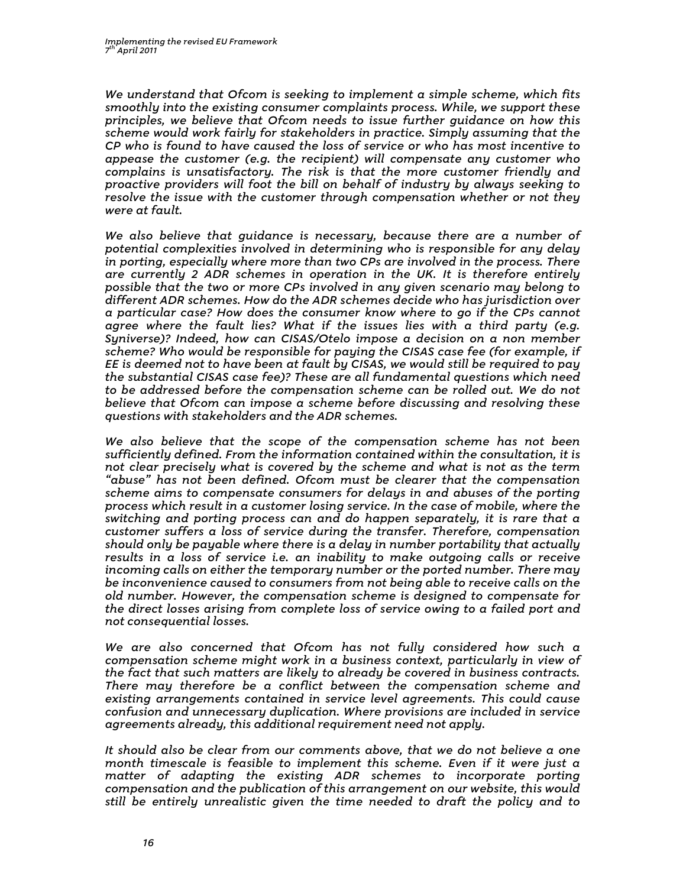*We understand that Ofcom is seeking to implement a simple scheme, which fits smoothly into the existing consumer complaints process. While, we support these principles, we believe that Ofcom needs to issue further guidance on how this scheme would work fairly for stakeholders in practice. Simply assuming that the CP who is found to have caused the loss of service or who has most incentive to appease the customer (e.g. the recipient) will compensate any customer who complains is unsatisfactory. The risk is that the more customer friendly and proactive providers will foot the bill on behalf of industry by always seeking to resolve the issue with the customer through compensation whether or not they were at fault.*

*We also believe that guidance is necessary, because there are a number of potential complexities involved in determining who is responsible for any delay in porting, especially where more than two CPs are involved in the process. There are currently 2 ADR schemes in operation in the UK. It is therefore entirely possible that the two or more CPs involved in any given scenario may belong to different ADR schemes. How do the ADR schemes decide who has jurisdiction over a particular case? How does the consumer know where to go if the CPs cannot agree where the fault lies? What if the issues lies with a third party (e.g. Syniverse)? Indeed, how can CISAS/Otelo impose a decision on a non member scheme? Who would be responsible for paying the CISAS case fee (for example, if EE is deemed not to have been at fault by CISAS, we would still be required to pay the substantial CISAS case fee)? These are all fundamental questions which need to be addressed before the compensation scheme can be rolled out. We do not believe that Ofcom can impose a scheme before discussing and resolving these questions with stakeholders and the ADR schemes.*

*We also believe that the scope of the compensation scheme has not been sufficiently defined. From the information contained within the consultation, it is not clear precisely what is covered by the scheme and what is not as the term "abuse" has not been defined. Ofcom must be clearer that the compensation scheme aims to compensate consumers for delays in and abuses of the porting process which result in a customer losing service. In the case of mobile, where the switching and porting process can and do happen separately, it is rare that a customer suffers a loss of service during the transfer. Therefore, compensation should only be payable where there is a delay in number portability that actually results in a loss of service i.e. an inability to make outgoing calls or receive incoming calls on either the temporary number or the ported number. There may be inconvenience caused to consumers from not being able to receive calls on the old number. However, the compensation scheme is designed to compensate for the direct losses arising from complete loss of service owing to a failed port and not consequential losses.*

*We are also concerned that Ofcom has not fully considered how such a compensation scheme might work in a business context, particularly in view of the fact that such matters are likely to already be covered in business contracts. There may therefore be a conflict between the compensation scheme and existing arrangements contained in service level agreements. This could cause confusion and unnecessary duplication. Where provisions are included in service agreements already, this additional requirement need not apply.*

*It should also be clear from our comments above, that we do not believe a one month timescale is feasible to implement this scheme. Even if it were just a matter of adapting the existing ADR schemes to incorporate porting compensation and the publication of this arrangement on our website, this would still be entirely unrealistic given the time needed to draft the policy and to*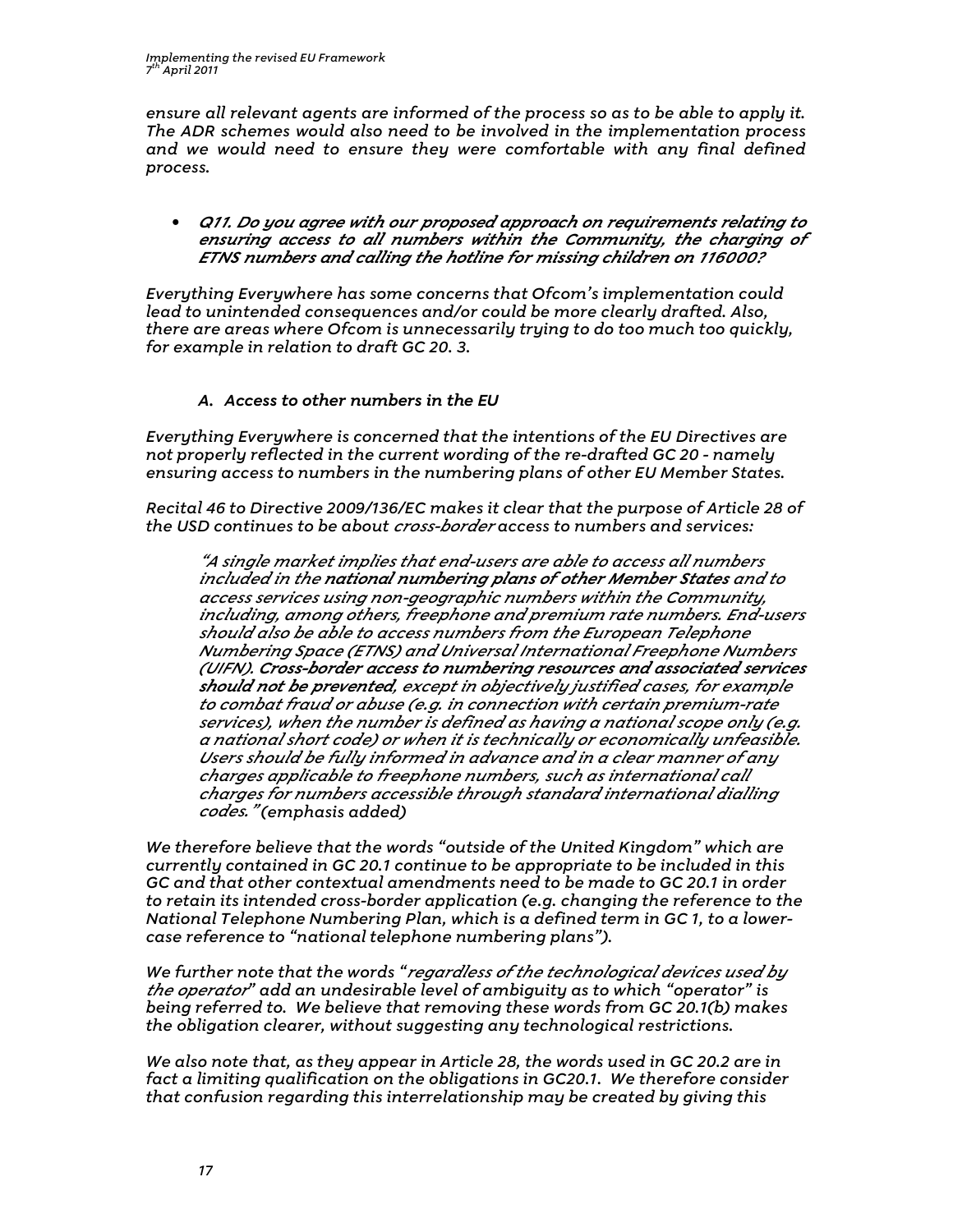*ensure all relevant agents are informed of the process so as to be able to apply it. The ADR schemes would also need to be involved in the implementation process and we would need to ensure they were comfortable with any final defined process.*

- ***Q11. Do you agree with our proposed approach on requirements relating to ensuring access to all numbers within the Community, the charging of ETNS numbers and calling the hotline for missing children on 116000?***

*Everything Everywhere has some concerns that Ofcom's implementation could lead to unintended consequences and/or could be more clearly drafted. Also, there are areas where Ofcom is unnecessarily trying to do too much too quickly, for example in relation to draft GC 20. 3.*

### *A. Access to other numbers in the EU*

*Everything Everywhere is concerned that the intentions of the EU Directives are not properly reflected in the current wording of the re-drafted GC 20 - namely ensuring access to numbers in the numbering plans of other EU Member States.*

*Recital 46 to Directive 2009/136/EC makes it clear that the purpose of Article 28 of the USD continues to be about cross-border access to numbers and services:*

> *"A single market implies that end-users are able to access all numbers included in the* ***national numbering plans of other Member States*** *and to access services using non-geographic numbers within the Community, including, among others, freephone and premium rate numbers. End-users should also be able to access numbers from the European Telephone Numbering Space (ETNS) and Universal International Freephone Numbers (UIFN).* ***Cross-border access to numbering resources and associated services should not be prevented****, except in objectively justified cases, for example to combat fraud or abuse (e.g. in connection with certain premium-rate services), when the number is defined as having a national scope only (e.g. a national short code) or when it is technically or economically unfeasible. Users should be fully informed in advance and in a clear manner of any charges applicable to freephone numbers, such as international call charges for numbers accessible through standard international dialling codes." (emphasis added)*

*We therefore believe that the words "outside of the United Kingdom" which are currently contained in GC 20.1 continue to be appropriate to be included in this GC and that other contextual amendments need to be made to GC 20.1 in order to retain its intended cross-border application (e.g. changing the reference to the National Telephone Numbering Plan, which is a defined term in GC 1, to a lower-case reference to "national telephone numbering plans").*

*We further note that the words "regardless of the technological devices used by the operator" add an undesirable level of ambiguity as to which "operator" is being referred to. We believe that removing these words from GC 20.1(b) makes the obligation clearer, without suggesting any technological restrictions.*

*We also note that, as they appear in Article 28, the words used in GC 20.2 are in fact a limiting qualification on the obligations in GC20.1. We therefore consider that confusion regarding this interrelationship may be created by giving this*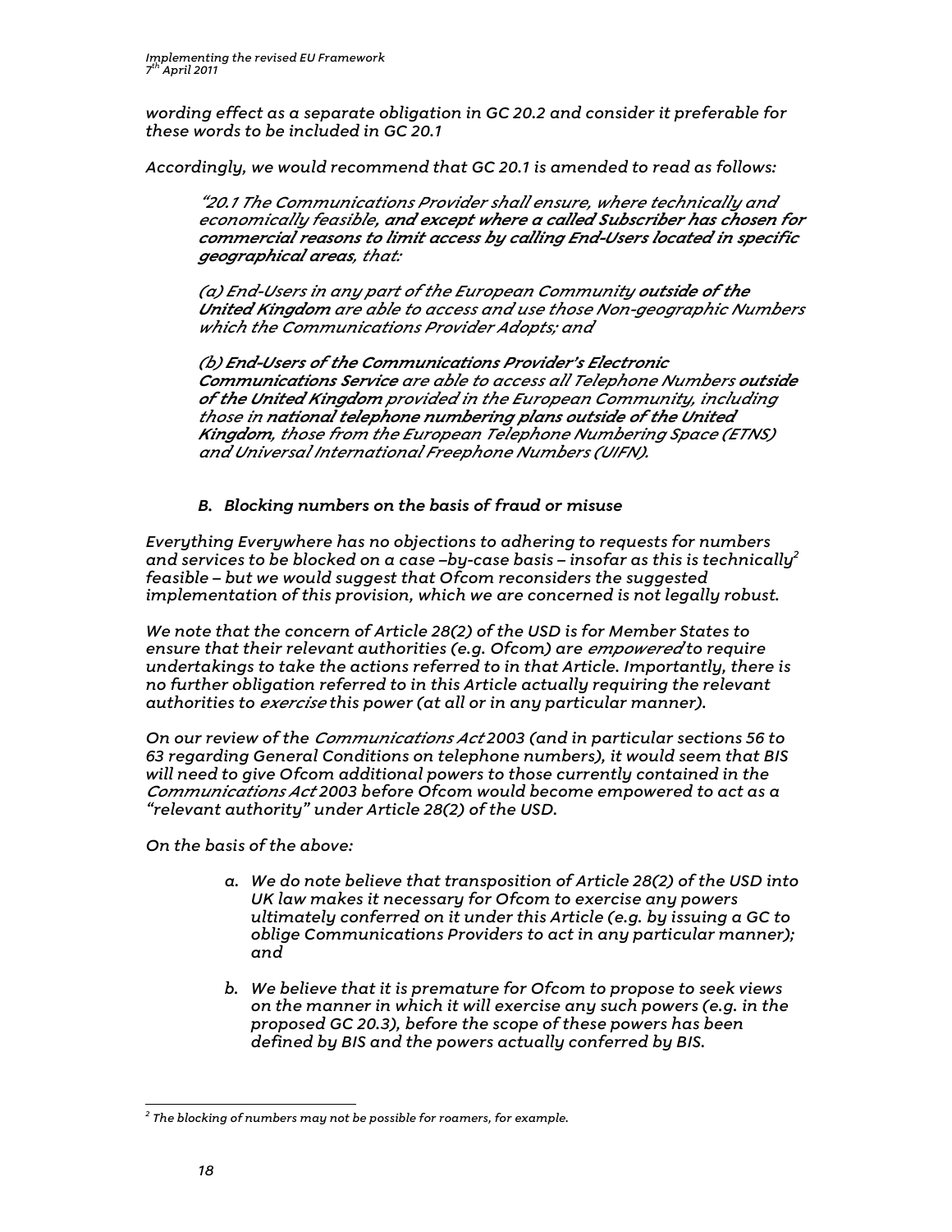*wording effect as a separate obligation in GC 20.2 and consider it preferable for these words to be included in GC 20.1*

*Accordingly, we would recommend that GC 20.1 is amended to read as follows:*

> *"20.1 The Communications Provider shall ensure, where technically and economically feasible,* ***and except where a called Subscriber has chosen for commercial reasons to limit access by calling End-Users located in specific geographical areas****, that:*
>
> *(a) End-Users in any part of the European Community* ***outside of the United Kingdom*** *are able to access and use those Non-geographic Numbers which the Communications Provider Adopts; and*
>
> *(b)* ***End-Users of the Communications Provider's Electronic Communications Service*** *are able to access all Telephone Numbers* ***outside of the United Kingdom*** *provided in the European Community, including those in* ***national telephone numbering plans outside of the United Kingdom****, those from the European Telephone Numbering Space (ETNS) and Universal International Freephone Numbers (UIFN).*

### *B. Blocking numbers on the basis of fraud or misuse*

*Everything Everywhere has no objections to adhering to requests for numbers and services to be blocked on a case –by-case basis – insofar as this is technically[2] feasible – but we would suggest that Ofcom reconsiders the suggested implementation of this provision, which we are concerned is not legally robust.*

*We note that the concern of Article 28(2) of the USD is for Member States to ensure that their relevant authorities (e.g. Ofcom) are* empowered *to require undertakings to take the actions referred to in that Article. Importantly, there is no further obligation referred to in this Article actually requiring the relevant authorities to* exercise *this power (at all or in any particular manner).*

*On our review of the* Communications Act *2003 (and in particular sections 56 to 63 regarding General Conditions on telephone numbers), it would seem that BIS will need to give Ofcom additional powers to those currently contained in the* Communications Act *2003 before Ofcom would become empowered to act as a "relevant authority" under Article 28(2) of the USD.*

*On the basis of the above:*

a. *We do note believe that transposition of Article 28(2) of the USD into UK law makes it necessary for Ofcom to exercise any powers ultimately conferred on it under this Article (e.g. by issuing a GC to oblige Communications Providers to act in any particular manner); and*

b. *We believe that it is premature for Ofcom to propose to seek views on the manner in which it will exercise any such powers (e.g. in the proposed GC 20.3), before the scope of these powers has been defined by BIS and the powers actually conferred by BIS.*

---

*[2] The blocking of numbers may not be possible for roamers, for example.*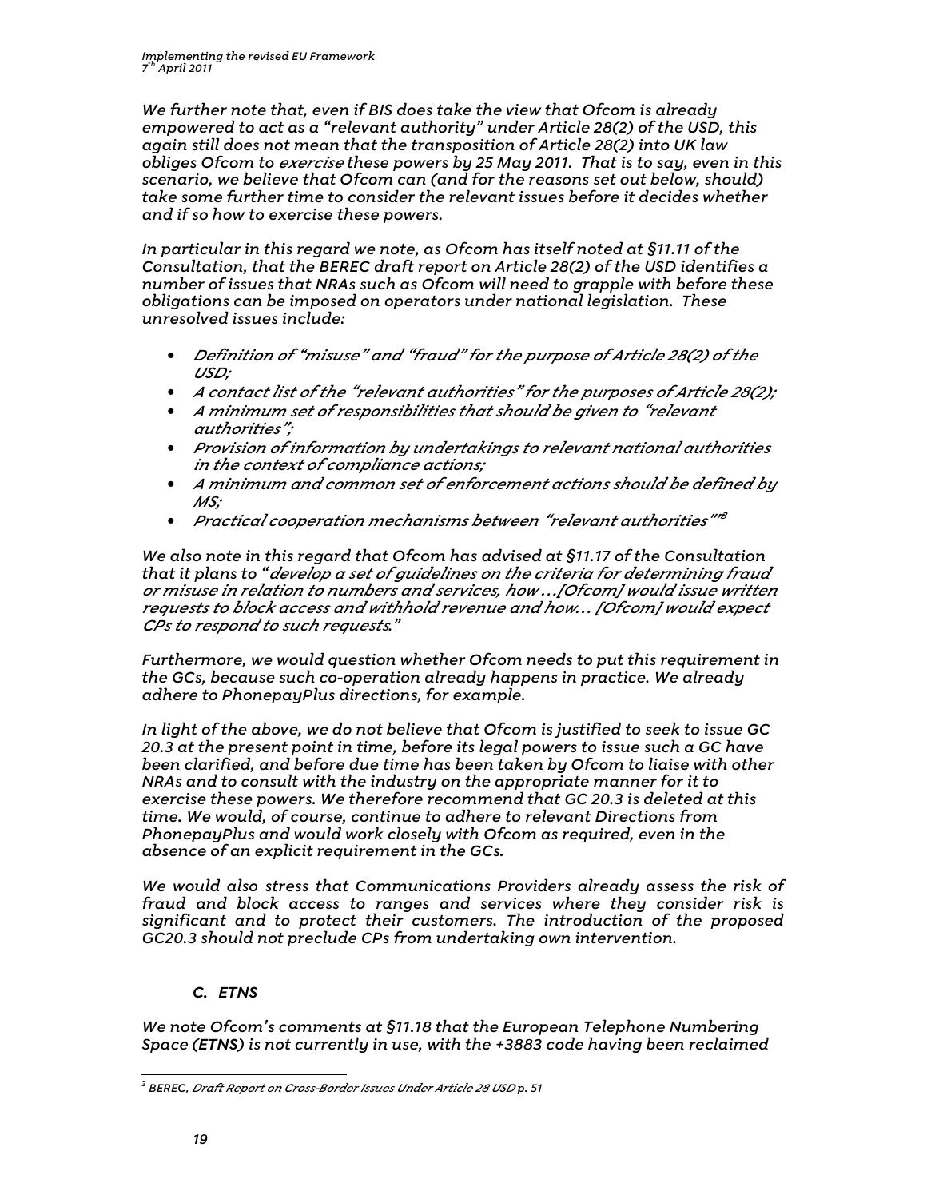*We further note that, even if BIS does take the view that Ofcom is already empowered to act as a "relevant authority" under Article 28(2) of the USD, this again still does not mean that the transposition of Article 28(2) into UK law obliges Ofcom to exercise these powers by 25 May 2011. That is to say, even in this scenario, we believe that Ofcom can (and for the reasons set out below, should) take some further time to consider the relevant issues before it decides whether and if so how to exercise these powers.*

*In particular in this regard we note, as Ofcom has itself noted at §11.11 of the Consultation, that the BEREC draft report on Article 28(2) of the USD identifies a number of issues that NRAs such as Ofcom will need to grapple with before these obligations can be imposed on operators under national legislation. These unresolved issues include:*

- *Definition of "misuse" and "fraud" for the purpose of Article 28(2) of the USD;*
- *A contact list of the "relevant authorities" for the purposes of Article 28(2);*
- *A minimum set of responsibilities that should be given to "relevant authorities";*
- *Provision of information by undertakings to relevant national authorities in the context of compliance actions;*
- *A minimum and common set of enforcement actions should be defined by MS;*
- *Practical cooperation mechanisms between "relevant authorities""[3]*

*We also note in this regard that Ofcom has advised at §11.17 of the Consultation that it plans to "develop a set of guidelines on the criteria for determining fraud or misuse in relation to numbers and services, how …[Ofcom] would issue written requests to block access and withhold revenue and how… [Ofcom] would expect CPs to respond to such requests."*

*Furthermore, we would question whether Ofcom needs to put this requirement in the GCs, because such co-operation already happens in practice. We already adhere to PhonepayPlus directions, for example.*

*In light of the above, we do not believe that Ofcom is justified to seek to issue GC 20.3 at the present point in time, before its legal powers to issue such a GC have been clarified, and before due time has been taken by Ofcom to liaise with other NRAs and to consult with the industry on the appropriate manner for it to exercise these powers. We therefore recommend that GC 20.3 is deleted at this time. We would, of course, continue to adhere to relevant Directions from PhonepayPlus and would work closely with Ofcom as required, even in the absence of an explicit requirement in the GCs.*

*We would also stress that Communications Providers already assess the risk of fraud and block access to ranges and services where they consider risk is significant and to protect their customers. The introduction of the proposed GC20.3 should not preclude CPs from undertaking own intervention.*

### *C. ETNS*

*We note Ofcom's comments at §11.18 that the European Telephone Numbering Space (**ETNS**) is not currently in use, with the +3883 code having been reclaimed*

---

[3] *BEREC, Draft Report on Cross-Border Issues Under Article 28 USD p. 51*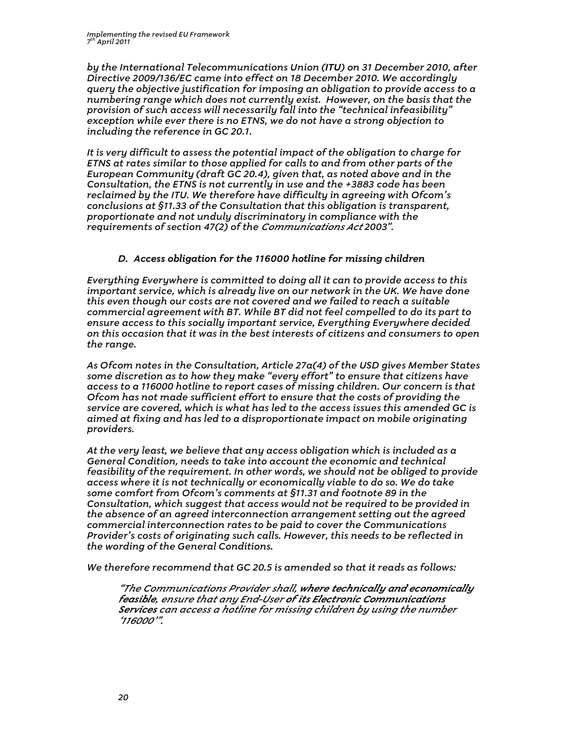*by the International Telecommunications Union (ITU) on 31 December 2010, after Directive 2009/136/EC came into effect on 18 December 2010. We accordingly query the objective justification for imposing an obligation to provide access to a numbering range which does not currently exist. However, on the basis that the provision of such access will necessarily fall into the "technical infeasibility" exception while ever there is no ETNS, we do not have a strong objection to including the reference in GC 20.1.*

*It is very difficult to assess the potential impact of the obligation to charge for ETNS at rates similar to those applied for calls to and from other parts of the European Community (draft GC 20.4), given that, as noted above and in the Consultation, the ETNS is not currently in use and the +3883 code has been reclaimed by the ITU. We therefore have difficulty in agreeing with Ofcom's conclusions at §11.33 of the Consultation that this obligation is transparent, proportionate and not unduly discriminatory in compliance with the requirements of section 47(2) of the Communications Act 2003".*

### *D. Access obligation for the 116000 hotline for missing children*

*Everything Everywhere is committed to doing all it can to provide access to this important service, which is already live on our network in the UK. We have done this even though our costs are not covered and we failed to reach a suitable commercial agreement with BT. While BT did not feel compelled to do its part to ensure access to this socially important service, Everything Everywhere decided on this occasion that it was in the best interests of citizens and consumers to open the range.*

*As Ofcom notes in the Consultation, Article 27a(4) of the USD gives Member States some discretion as to how they make "every effort" to ensure that citizens have access to a 116000 hotline to report cases of missing children. Our concern is that Ofcom has not made sufficient effort to ensure that the costs of providing the service are covered, which is what has led to the access issues this amended GC is aimed at fixing and has led to a disproportionate impact on mobile originating providers.*

*At the very least, we believe that any access obligation which is included as a General Condition, needs to take into account the economic and technical feasibility of the requirement. In other words, we should not be obliged to provide access where it is not technically or economically viable to do so. We do take some comfort from Ofcom's comments at §11.31 and footnote 89 in the Consultation, which suggest that access would not be required to be provided in the absence of an agreed interconnection arrangement setting out the agreed commercial interconnection rates to be paid to cover the Communications Provider's costs of originating such calls. However, this needs to be reflected in the wording of the General Conditions.*

*We therefore recommend that GC 20.5 is amended so that it reads as follows:*

> *"The Communications Provider shall, **where technically and economically feasible**, ensure that any End-User **of its Electronic Communications Services** can access a hotline for missing children by using the number '116000'".*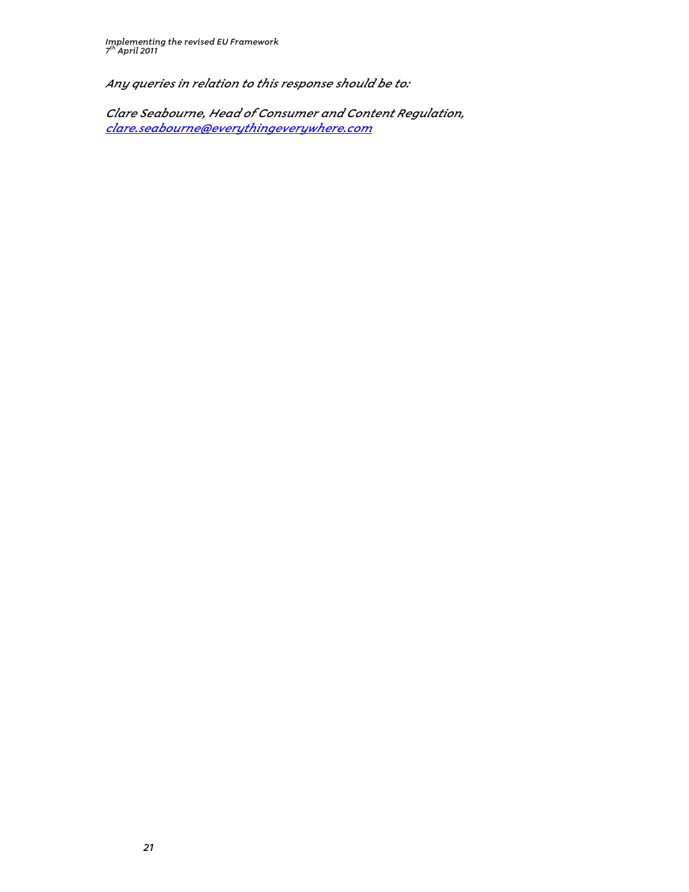*Any queries in relation to this response should be to:*

*Clare Seabourne, Head of Consumer and Content Regulation,*
*[clare.seabourne@everythingeverywhere.com](mailto:clare.seabourne@everythingeverywhere.com)*